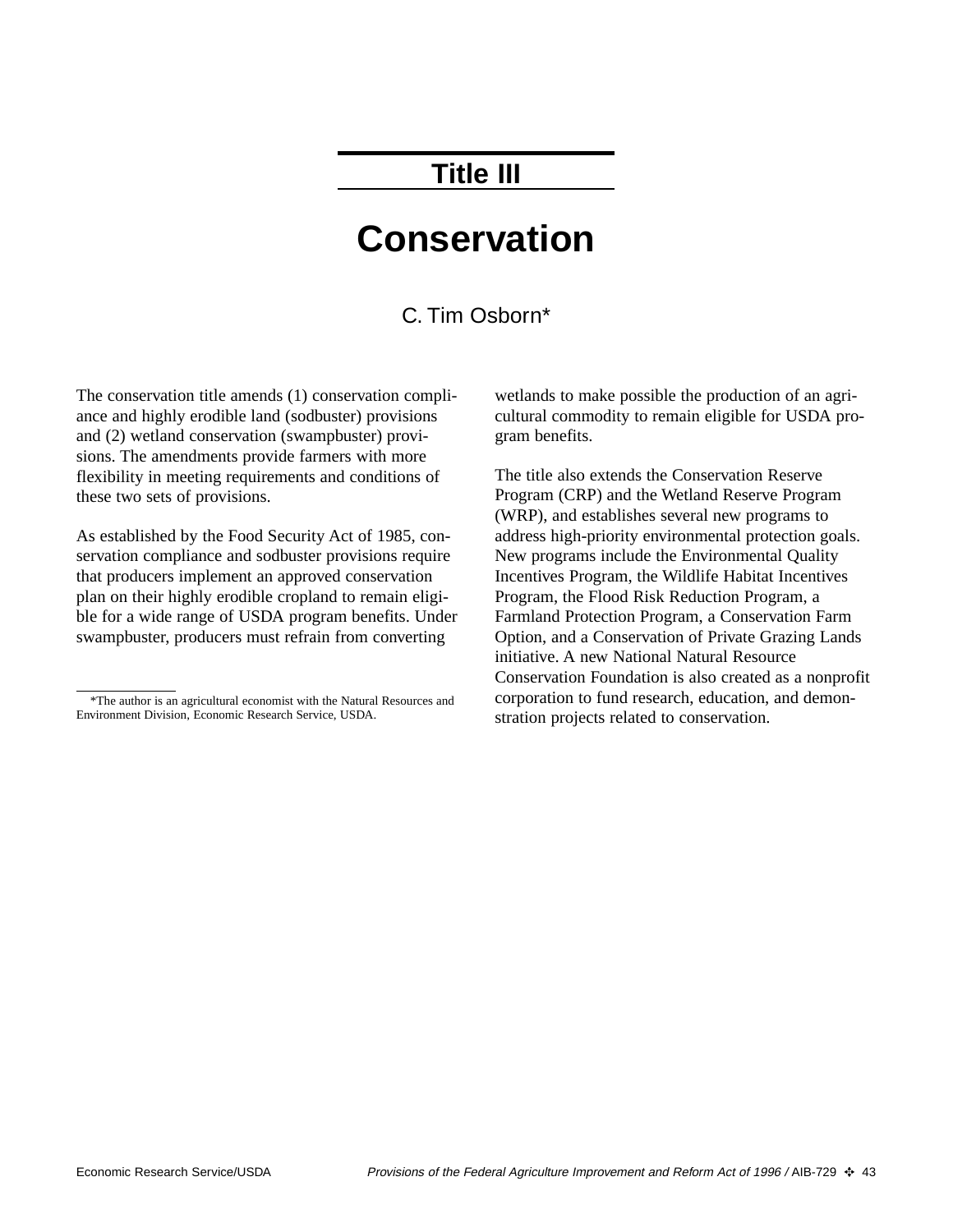## Title III

# Conservation

C. Tim Osborn*

The conservation title amends (1) conservation compliance and highly erodible land (sodbuster) provisions and (2) wetland conservation (swampbuster) provisions. The amendments provide farmers with more flexibility in meeting requirements and conditions of these two sets of provisions.

As established by the Food Security Act of 1985, conservation compliance and sodbuster provisions require that producers implement an approved conservation plan on their highly erodible cropland to remain eligible for a wide range of USDA program benefits. Under swampbuster, producers must refrain from converting wetlands to make possible the production of an agricultural commodity to remain eligible for USDA program benefits.

The title also extends the Conservation Reserve Program (CRP) and the Wetland Reserve Program (WRP), and establishes several new programs to address high-priority environmental protection goals. New programs include the Environmental Quality Incentives Program, the Wildlife Habitat Incentives Program, the Flood Risk Reduction Program, a Farmland Protection Program, a Conservation Farm Option, and a Conservation of Private Grazing Lands initiative. A new National Natural Resource Conservation Foundation is also created as a nonprofit corporation to fund research, education, and demonstration projects related to conservation.

*The author is an agricultural economist with the Natural Resources and Environment Division, Economic Research Service, USDA.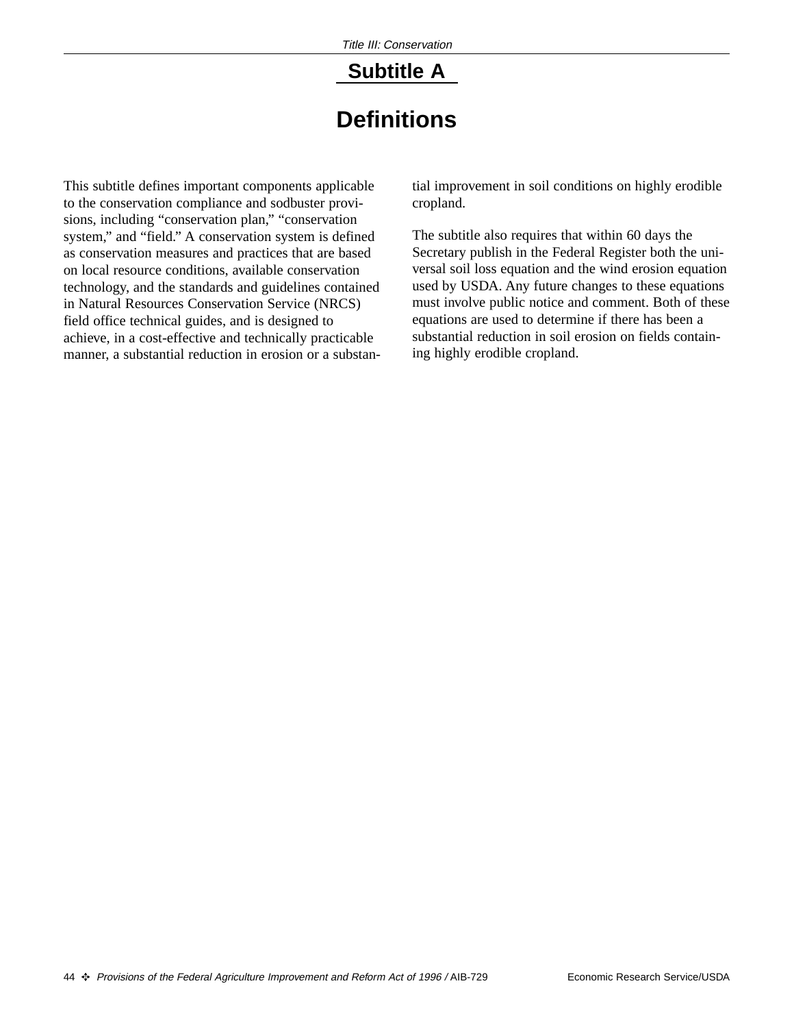## Subtitle A

# Definitions

This subtitle defines important components applicable to the conservation compliance and sodbuster provisions, including "conservation plan," "conservation system," and "field." A conservation system is defined as conservation measures and practices that are based on local resource conditions, available conservation technology, and the standards and guidelines contained in Natural Resources Conservation Service (NRCS) field office technical guides, and is designed to achieve, in a cost-effective and technically practicable manner, a substantial reduction in erosion or a substantial improvement in soil conditions on highly erodible cropland.

The subtitle also requires that within 60 days the Secretary publish in the Federal Register both the universal soil loss equation and the wind erosion equation used by USDA. Any future changes to these equations must involve public notice and comment. Both of these equations are used to determine if there has been a substantial reduction in soil erosion on fields containing highly erodible cropland.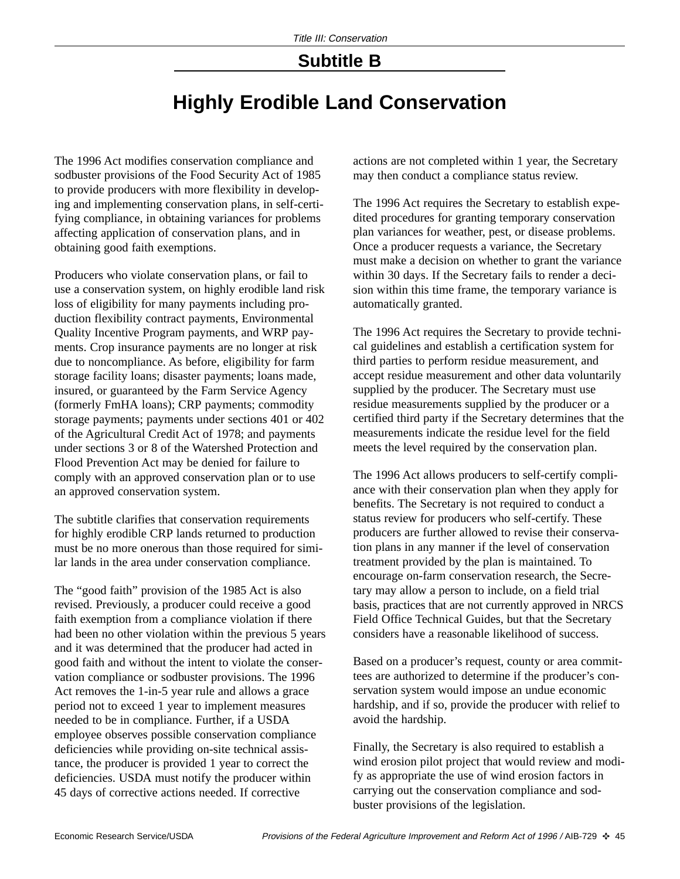## Subtitle B

# Highly Erodible Land Conservation

The 1996 Act modifies conservation compliance and sodbuster provisions of the Food Security Act of 1985 to provide producers with more flexibility in developing and implementing conservation plans, in self-certifying compliance, in obtaining variances for problems affecting application of conservation plans, and in obtaining good faith exemptions.

Producers who violate conservation plans, or fail to use a conservation system, on highly erodible land risk loss of eligibility for many payments including production flexibility contract payments, Environmental Quality Incentive Program payments, and WRP payments. Crop insurance payments are no longer at risk due to noncompliance. As before, eligibility for farm storage facility loans; disaster payments; loans made, insured, or guaranteed by the Farm Service Agency (formerly FmHA loans); CRP payments; commodity storage payments; payments under sections 401 or 402 of the Agricultural Credit Act of 1978; and payments under sections 3 or 8 of the Watershed Protection and Flood Prevention Act may be denied for failure to comply with an approved conservation plan or to use an approved conservation system.

The subtitle clarifies that conservation requirements for highly erodible CRP lands returned to production must be no more onerous than those required for similar lands in the area under conservation compliance.

The "good faith" provision of the 1985 Act is also revised. Previously, a producer could receive a good faith exemption from a compliance violation if there had been no other violation within the previous 5 years and it was determined that the producer had acted in good faith and without the intent to violate the conservation compliance or sodbuster provisions. The 1996 Act removes the 1-in-5 year rule and allows a grace period not to exceed 1 year to implement measures needed to be in compliance. Further, if a USDA employee observes possible conservation compliance deficiencies while providing on-site technical assistance, the producer is provided 1 year to correct the deficiencies. USDA must notify the producer within 45 days of corrective actions needed. If corrective actions are not completed within 1 year, the Secretary may then conduct a compliance status review.

The 1996 Act requires the Secretary to establish expedited procedures for granting temporary conservation plan variances for weather, pest, or disease problems. Once a producer requests a variance, the Secretary must make a decision on whether to grant the variance within 30 days. If the Secretary fails to render a decision within this time frame, the temporary variance is automatically granted.

The 1996 Act requires the Secretary to provide technical guidelines and establish a certification system for third parties to perform residue measurement, and accept residue measurement and other data voluntarily supplied by the producer. The Secretary must use residue measurements supplied by the producer or a certified third party if the Secretary determines that the measurements indicate the residue level for the field meets the level required by the conservation plan.

The 1996 Act allows producers to self-certify compliance with their conservation plan when they apply for benefits. The Secretary is not required to conduct a status review for producers who self-certify. These producers are further allowed to revise their conservation plans in any manner if the level of conservation treatment provided by the plan is maintained. To encourage on-farm conservation research, the Secretary may allow a person to include, on a field trial basis, practices that are not currently approved in NRCS Field Office Technical Guides, but that the Secretary considers have a reasonable likelihood of success.

Based on a producer's request, county or area committees are authorized to determine if the producer's conservation system would impose an undue economic hardship, and if so, provide the producer with relief to avoid the hardship.

Finally, the Secretary is also required to establish a wind erosion pilot project that would review and modify as appropriate the use of wind erosion factors in carrying out the conservation compliance and sodbuster provisions of the legislation.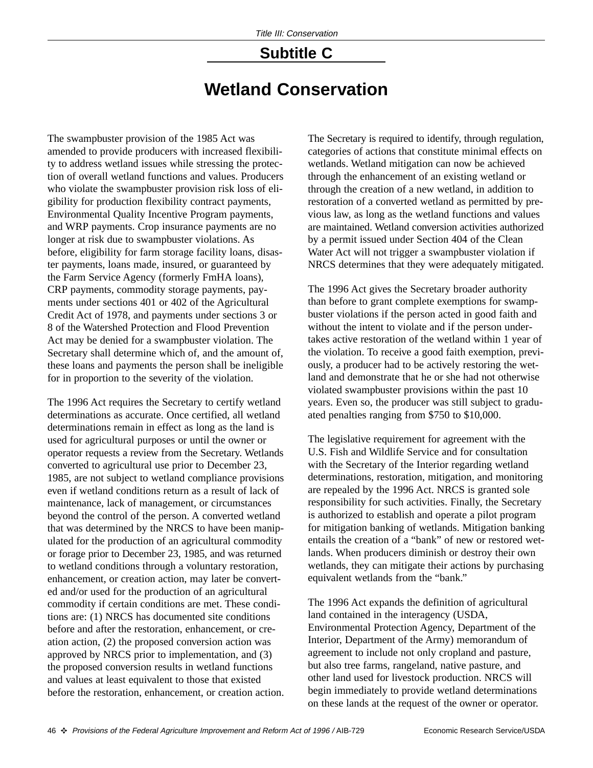## Subtitle C

# Wetland Conservation

The swampbuster provision of the 1985 Act was amended to provide producers with increased flexibility to address wetland issues while stressing the protection of overall wetland functions and values. Producers who violate the swampbuster provision risk loss of eligibility for production flexibility contract payments, Environmental Quality Incentive Program payments, and WRP payments. Crop insurance payments are no longer at risk due to swampbuster violations. As before, eligibility for farm storage facility loans, disaster payments, loans made, insured, or guaranteed by the Farm Service Agency (formerly FmHA loans), CRP payments, commodity storage payments, payments under sections 401 or 402 of the Agricultural Credit Act of 1978, and payments under sections 3 or 8 of the Watershed Protection and Flood Prevention Act may be denied for a swampbuster violation. The Secretary shall determine which of, and the amount of, these loans and payments the person shall be ineligible for in proportion to the severity of the violation.

The 1996 Act requires the Secretary to certify wetland determinations as accurate. Once certified, all wetland determinations remain in effect as long as the land is used for agricultural purposes or until the owner or operator requests a review from the Secretary. Wetlands converted to agricultural use prior to December 23, 1985, are not subject to wetland compliance provisions even if wetland conditions return as a result of lack of maintenance, lack of management, or circumstances beyond the control of the person. A converted wetland that was determined by the NRCS to have been manipulated for the production of an agricultural commodity or forage prior to December 23, 1985, and was returned to wetland conditions through a voluntary restoration, enhancement, or creation action, may later be converted and/or used for the production of an agricultural commodity if certain conditions are met. These conditions are: (1) NRCS has documented site conditions before and after the restoration, enhancement, or creation action, (2) the proposed conversion action was approved by NRCS prior to implementation, and (3) the proposed conversion results in wetland functions and values at least equivalent to those that existed before the restoration, enhancement, or creation action.

The Secretary is required to identify, through regulation, categories of actions that constitute minimal effects on wetlands. Wetland mitigation can now be achieved through the enhancement of an existing wetland or through the creation of a new wetland, in addition to restoration of a converted wetland as permitted by previous law, as long as the wetland functions and values are maintained. Wetland conversion activities authorized by a permit issued under Section 404 of the Clean Water Act will not trigger a swampbuster violation if NRCS determines that they were adequately mitigated.

The 1996 Act gives the Secretary broader authority than before to grant complete exemptions for swampbuster violations if the person acted in good faith and without the intent to violate and if the person undertakes active restoration of the wetland within 1 year of the violation. To receive a good faith exemption, previously, a producer had to be actively restoring the wetland and demonstrate that he or she had not otherwise violated swampbuster provisions within the past 10 years. Even so, the producer was still subject to graduated penalties ranging from $750 to $10,000.

The legislative requirement for agreement with the U.S. Fish and Wildlife Service and for consultation with the Secretary of the Interior regarding wetland determinations, restoration, mitigation, and monitoring are repealed by the 1996 Act. NRCS is granted sole responsibility for such activities. Finally, the Secretary is authorized to establish and operate a pilot program for mitigation banking of wetlands. Mitigation banking entails the creation of a "bank" of new or restored wetlands. When producers diminish or destroy their own wetlands, they can mitigate their actions by purchasing equivalent wetlands from the "bank."

The 1996 Act expands the definition of agricultural land contained in the interagency (USDA, Environmental Protection Agency, Department of the Interior, Department of the Army) memorandum of agreement to include not only cropland and pasture, but also tree farms, rangeland, native pasture, and other land used for livestock production. NRCS will begin immediately to provide wetland determinations on these lands at the request of the owner or operator.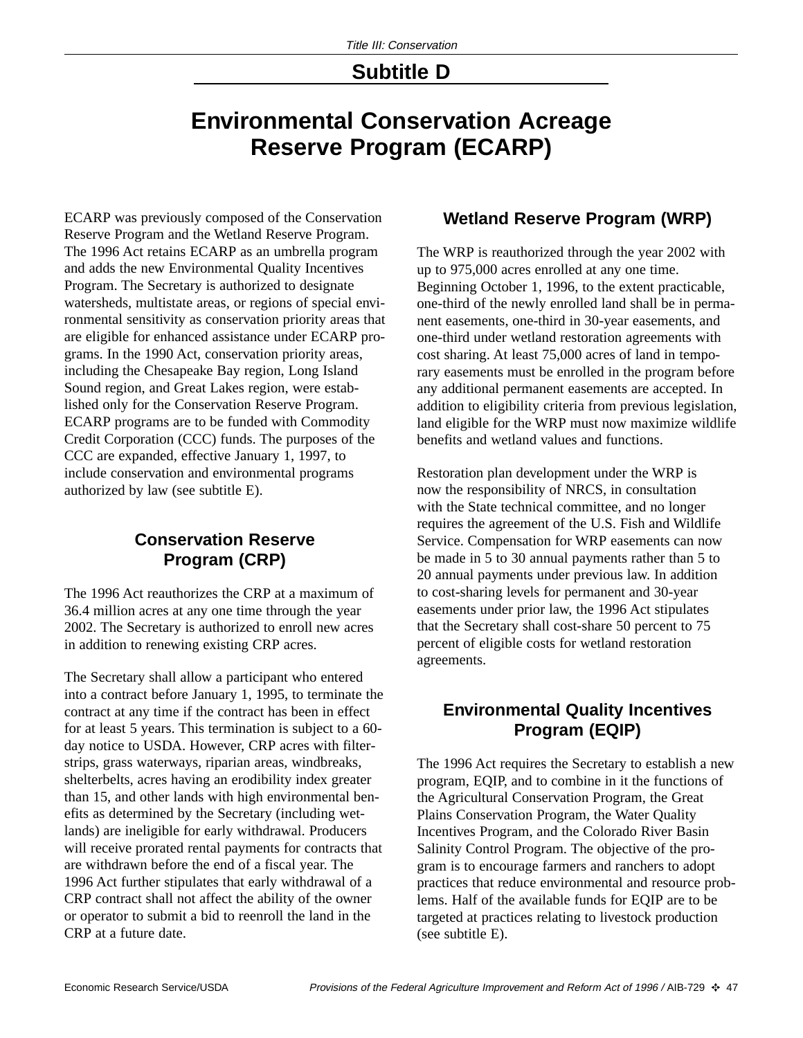## Subtitle D

# Environmental Conservation Acreage Reserve Program (ECARP)

ECARP was previously composed of the Conservation Reserve Program and the Wetland Reserve Program. The 1996 Act retains ECARP as an umbrella program and adds the new Environmental Quality Incentives Program. The Secretary is authorized to designate watersheds, multistate areas, or regions of special environmental sensitivity as conservation priority areas that are eligible for enhanced assistance under ECARP programs. In the 1990 Act, conservation priority areas, including the Chesapeake Bay region, Long Island Sound region, and Great Lakes region, were established only for the Conservation Reserve Program. ECARP programs are to be funded with Commodity Credit Corporation (CCC) funds. The purposes of the CCC are expanded, effective January 1, 1997, to include conservation and environmental programs authorized by law (see subtitle E).

### Conservation Reserve Program (CRP)

The 1996 Act reauthorizes the CRP at a maximum of 36.4 million acres at any one time through the year 2002. The Secretary is authorized to enroll new acres in addition to renewing existing CRP acres.

The Secretary shall allow a participant who entered into a contract before January 1, 1995, to terminate the contract at any time if the contract has been in effect for at least 5 years. This termination is subject to a 60-day notice to USDA. However, CRP acres with filter-strips, grass waterways, riparian areas, windbreaks, shelterbelts, acres having an erodibility index greater than 15, and other lands with high environmental benefits as determined by the Secretary (including wetlands) are ineligible for early withdrawal. Producers will receive prorated rental payments for contracts that are withdrawn before the end of a fiscal year. The 1996 Act further stipulates that early withdrawal of a CRP contract shall not affect the ability of the owner or operator to submit a bid to reenroll the land in the CRP at a future date.

### Wetland Reserve Program (WRP)

The WRP is reauthorized through the year 2002 with up to 975,000 acres enrolled at any one time. Beginning October 1, 1996, to the extent practicable, one-third of the newly enrolled land shall be in permanent easements, one-third in 30-year easements, and one-third under wetland restoration agreements with cost sharing. At least 75,000 acres of land in temporary easements must be enrolled in the program before any additional permanent easements are accepted. In addition to eligibility criteria from previous legislation, land eligible for the WRP must now maximize wildlife benefits and wetland values and functions.

Restoration plan development under the WRP is now the responsibility of NRCS, in consultation with the State technical committee, and no longer requires the agreement of the U.S. Fish and Wildlife Service. Compensation for WRP easements can now be made in 5 to 30 annual payments rather than 5 to 20 annual payments under previous law. In addition to cost-sharing levels for permanent and 30-year easements under prior law, the 1996 Act stipulates that the Secretary shall cost-share 50 percent to 75 percent of eligible costs for wetland restoration agreements.

### Environmental Quality Incentives Program (EQIP)

The 1996 Act requires the Secretary to establish a new program, EQIP, and to combine in it the functions of the Agricultural Conservation Program, the Great Plains Conservation Program, the Water Quality Incentives Program, and the Colorado River Basin Salinity Control Program. The objective of the program is to encourage farmers and ranchers to adopt practices that reduce environmental and resource problems. Half of the available funds for EQIP are to be targeted at practices relating to livestock production (see subtitle E).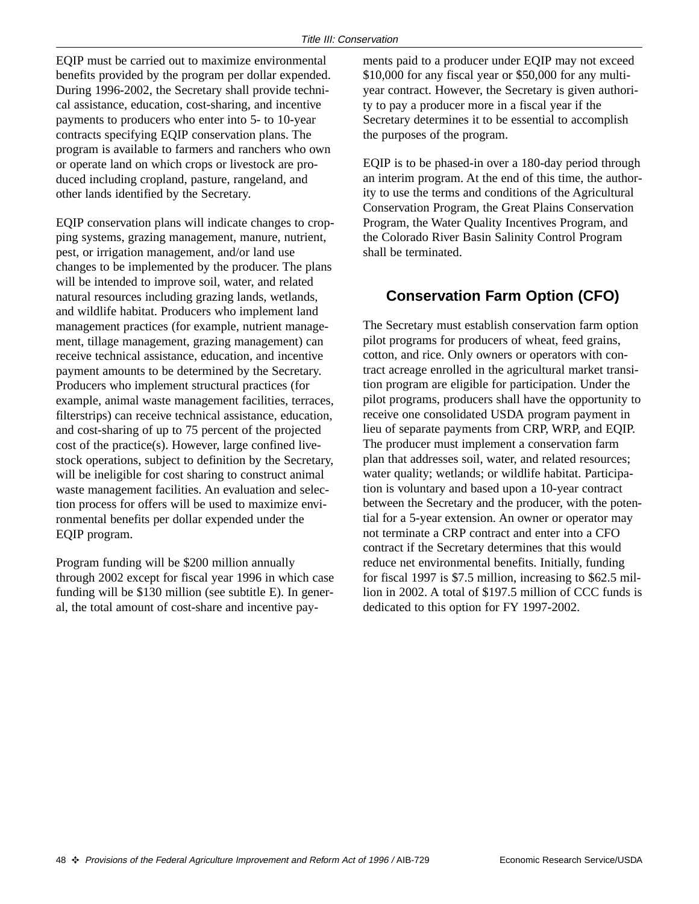EQIP must be carried out to maximize environmental benefits provided by the program per dollar expended. During 1996-2002, the Secretary shall provide technical assistance, education, cost-sharing, and incentive payments to producers who enter into 5- to 10-year contracts specifying EQIP conservation plans. The program is available to farmers and ranchers who own or operate land on which crops or livestock are produced including cropland, pasture, rangeland, and other lands identified by the Secretary.

EQIP conservation plans will indicate changes to cropping systems, grazing management, manure, nutrient, pest, or irrigation management, and/or land use changes to be implemented by the producer. The plans will be intended to improve soil, water, and related natural resources including grazing lands, wetlands, and wildlife habitat. Producers who implement land management practices (for example, nutrient management, tillage management, grazing management) can receive technical assistance, education, and incentive payment amounts to be determined by the Secretary. Producers who implement structural practices (for example, animal waste management facilities, terraces, filterstrips) can receive technical assistance, education, and cost-sharing of up to 75 percent of the projected cost of the practice(s). However, large confined livestock operations, subject to definition by the Secretary, will be ineligible for cost sharing to construct animal waste management facilities. An evaluation and selection process for offers will be used to maximize environmental benefits per dollar expended under the EQIP program.

Program funding will be $200 million annually through 2002 except for fiscal year 1996 in which case funding will be $130 million (see subtitle E). In general, the total amount of cost-share and incentive payments paid to a producer under EQIP may not exceed $10,000 for any fiscal year or $50,000 for any multi-year contract. However, the Secretary is given authority to pay a producer more in a fiscal year if the Secretary determines it to be essential to accomplish the purposes of the program.

EQIP is to be phased-in over a 180-day period through an interim program. At the end of this time, the authority to use the terms and conditions of the Agricultural Conservation Program, the Great Plains Conservation Program, the Water Quality Incentives Program, and the Colorado River Basin Salinity Control Program shall be terminated.

## Conservation Farm Option (CFO)

The Secretary must establish conservation farm option pilot programs for producers of wheat, feed grains, cotton, and rice. Only owners or operators with contract acreage enrolled in the agricultural market transition program are eligible for participation. Under the pilot programs, producers shall have the opportunity to receive one consolidated USDA program payment in lieu of separate payments from CRP, WRP, and EQIP. The producer must implement a conservation farm plan that addresses soil, water, and related resources; water quality; wetlands; or wildlife habitat. Participation is voluntary and based upon a 10-year contract between the Secretary and the producer, with the potential for a 5-year extension. An owner or operator may not terminate a CRP contract and enter into a CFO contract if the Secretary determines that this would reduce net environmental benefits. Initially, funding for fiscal 1997 is $7.5 million, increasing to $62.5 million in 2002. A total of $197.5 million of CCC funds is dedicated to this option for FY 1997-2002.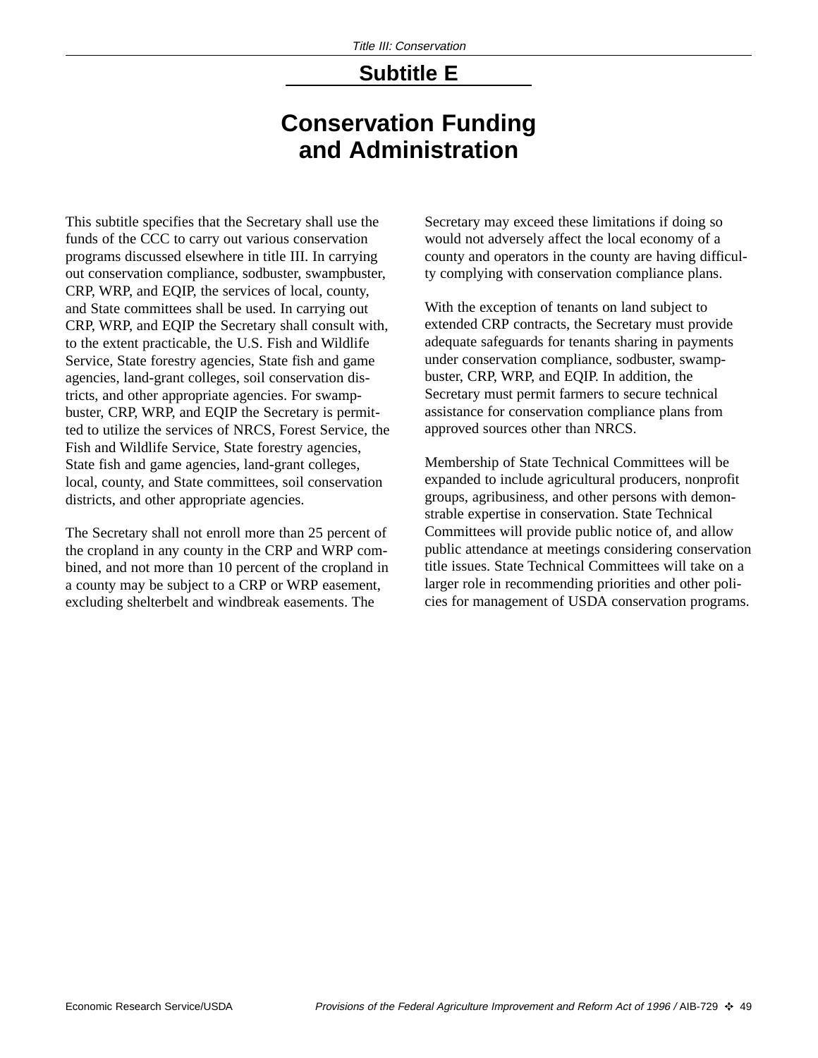## Subtitle E

# Conservation Funding and Administration

This subtitle specifies that the Secretary shall use the funds of the CCC to carry out various conservation programs discussed elsewhere in title III. In carrying out conservation compliance, sodbuster, swampbuster, CRP, WRP, and EQIP, the services of local, county, and State committees shall be used. In carrying out CRP, WRP, and EQIP the Secretary shall consult with, to the extent practicable, the U.S. Fish and Wildlife Service, State forestry agencies, State fish and game agencies, land-grant colleges, soil conservation districts, and other appropriate agencies. For swampbuster, CRP, WRP, and EQIP the Secretary is permitted to utilize the services of NRCS, Forest Service, the Fish and Wildlife Service, State forestry agencies, State fish and game agencies, land-grant colleges, local, county, and State committees, soil conservation districts, and other appropriate agencies.

The Secretary shall not enroll more than 25 percent of the cropland in any county in the CRP and WRP combined, and not more than 10 percent of the cropland in a county may be subject to a CRP or WRP easement, excluding shelterbelt and windbreak easements. The Secretary may exceed these limitations if doing so would not adversely affect the local economy of a county and operators in the county are having difficulty complying with conservation compliance plans.

With the exception of tenants on land subject to extended CRP contracts, the Secretary must provide adequate safeguards for tenants sharing in payments under conservation compliance, sodbuster, swampbuster, CRP, WRP, and EQIP. In addition, the Secretary must permit farmers to secure technical assistance for conservation compliance plans from approved sources other than NRCS.

Membership of State Technical Committees will be expanded to include agricultural producers, nonprofit groups, agribusiness, and other persons with demonstrable expertise in conservation. State Technical Committees will provide public notice of, and allow public attendance at meetings considering conservation title issues. State Technical Committees will take on a larger role in recommending priorities and other policies for management of USDA conservation programs.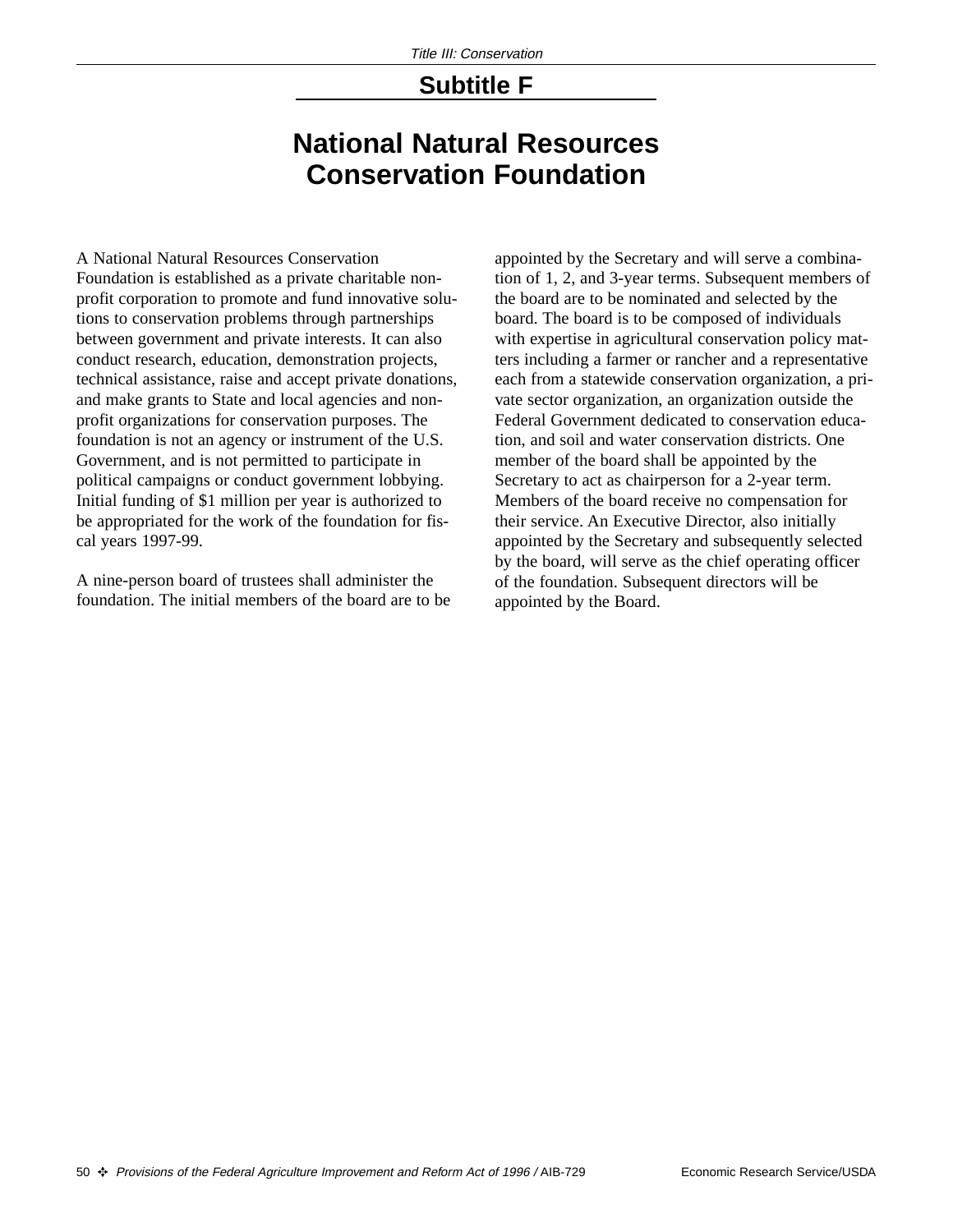## Subtitle F

# National Natural Resources Conservation Foundation

A National Natural Resources Conservation Foundation is established as a private charitable nonprofit corporation to promote and fund innovative solutions to conservation problems through partnerships between government and private interests. It can also conduct research, education, demonstration projects, technical assistance, raise and accept private donations, and make grants to State and local agencies and nonprofit organizations for conservation purposes. The foundation is not an agency or instrument of the U.S. Government, and is not permitted to participate in political campaigns or conduct government lobbying. Initial funding of $1 million per year is authorized to be appropriated for the work of the foundation for fiscal years 1997-99.

A nine-person board of trustees shall administer the foundation. The initial members of the board are to be appointed by the Secretary and will serve a combination of 1, 2, and 3-year terms. Subsequent members of the board are to be nominated and selected by the board. The board is to be composed of individuals with expertise in agricultural conservation policy matters including a farmer or rancher and a representative each from a statewide conservation organization, a private sector organization, an organization outside the Federal Government dedicated to conservation education, and soil and water conservation districts. One member of the board shall be appointed by the Secretary to act as chairperson for a 2-year term. Members of the board receive no compensation for their service. An Executive Director, also initially appointed by the Secretary and subsequently selected by the board, will serve as the chief operating officer of the foundation. Subsequent directors will be appointed by the Board.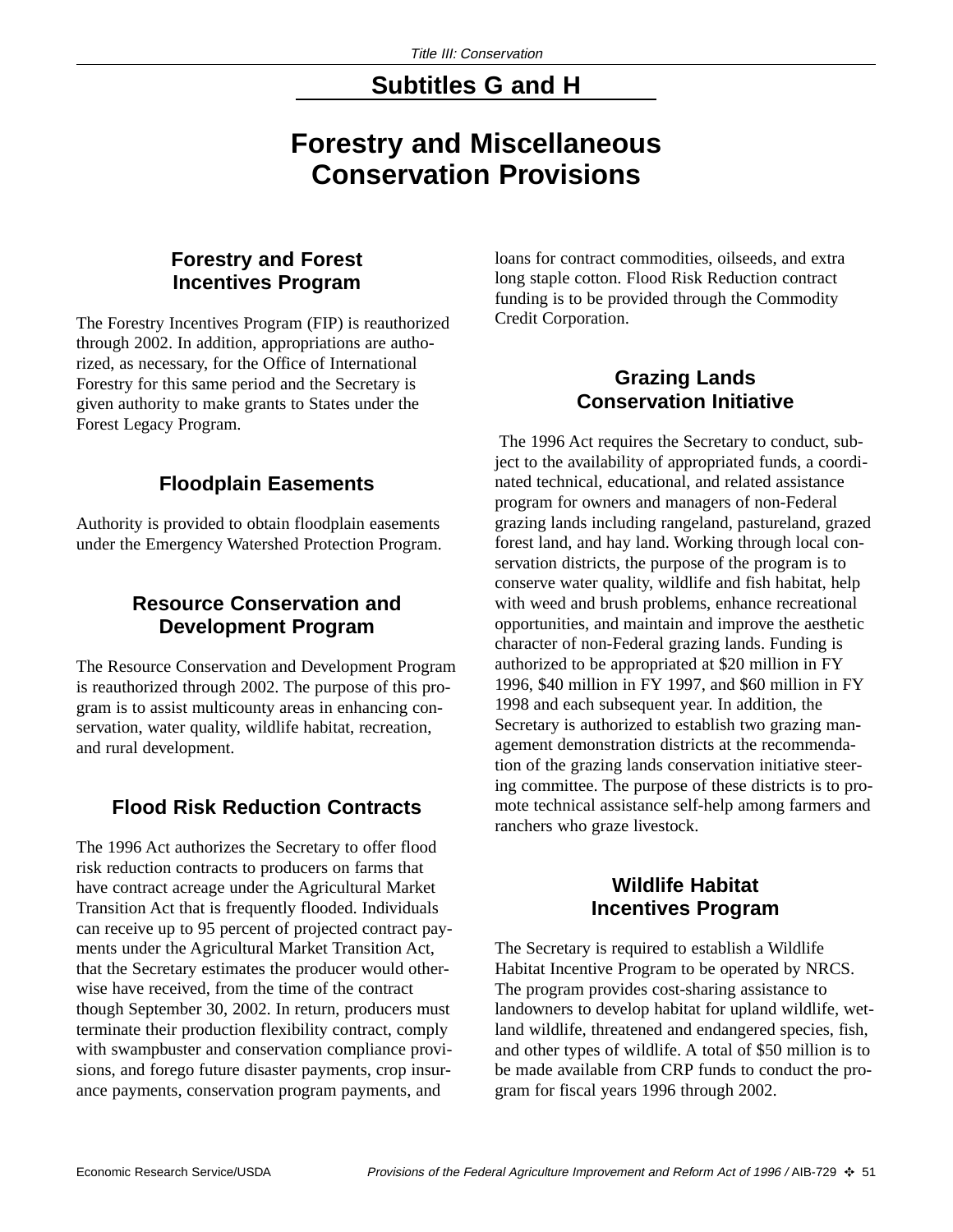## Subtitles G and H

# Forestry and Miscellaneous Conservation Provisions

### Forestry and Forest Incentives Program

The Forestry Incentives Program (FIP) is reauthorized through 2002. In addition, appropriations are authorized, as necessary, for the Office of International Forestry for this same period and the Secretary is given authority to make grants to States under the Forest Legacy Program.

### Floodplain Easements

Authority is provided to obtain floodplain easements under the Emergency Watershed Protection Program.

### Resource Conservation and Development Program

The Resource Conservation and Development Program is reauthorized through 2002. The purpose of this program is to assist multicounty areas in enhancing conservation, water quality, wildlife habitat, recreation, and rural development.

### Flood Risk Reduction Contracts

The 1996 Act authorizes the Secretary to offer flood risk reduction contracts to producers on farms that have contract acreage under the Agricultural Market Transition Act that is frequently flooded. Individuals can receive up to 95 percent of projected contract payments under the Agricultural Market Transition Act, that the Secretary estimates the producer would otherwise have received, from the time of the contract though September 30, 2002. In return, producers must terminate their production flexibility contract, comply with swampbuster and conservation compliance provisions, and forego future disaster payments, crop insurance payments, conservation program payments, and loans for contract commodities, oilseeds, and extra long staple cotton. Flood Risk Reduction contract funding is to be provided through the Commodity Credit Corporation.

### Grazing Lands Conservation Initiative

The 1996 Act requires the Secretary to conduct, subject to the availability of appropriated funds, a coordinated technical, educational, and related assistance program for owners and managers of non-Federal grazing lands including rangeland, pastureland, grazed forest land, and hay land. Working through local conservation districts, the purpose of the program is to conserve water quality, wildlife and fish habitat, help with weed and brush problems, enhance recreational opportunities, and maintain and improve the aesthetic character of non-Federal grazing lands. Funding is authorized to be appropriated at $20 million in FY 1996, $40 million in FY 1997, and $60 million in FY 1998 and each subsequent year. In addition, the Secretary is authorized to establish two grazing management demonstration districts at the recommendation of the grazing lands conservation initiative steering committee. The purpose of these districts is to promote technical assistance self-help among farmers and ranchers who graze livestock.

### Wildlife Habitat Incentives Program

The Secretary is required to establish a Wildlife Habitat Incentive Program to be operated by NRCS. The program provides cost-sharing assistance to landowners to develop habitat for upland wildlife, wetland wildlife, threatened and endangered species, fish, and other types of wildlife. A total of $50 million is to be made available from CRP funds to conduct the program for fiscal years 1996 through 2002.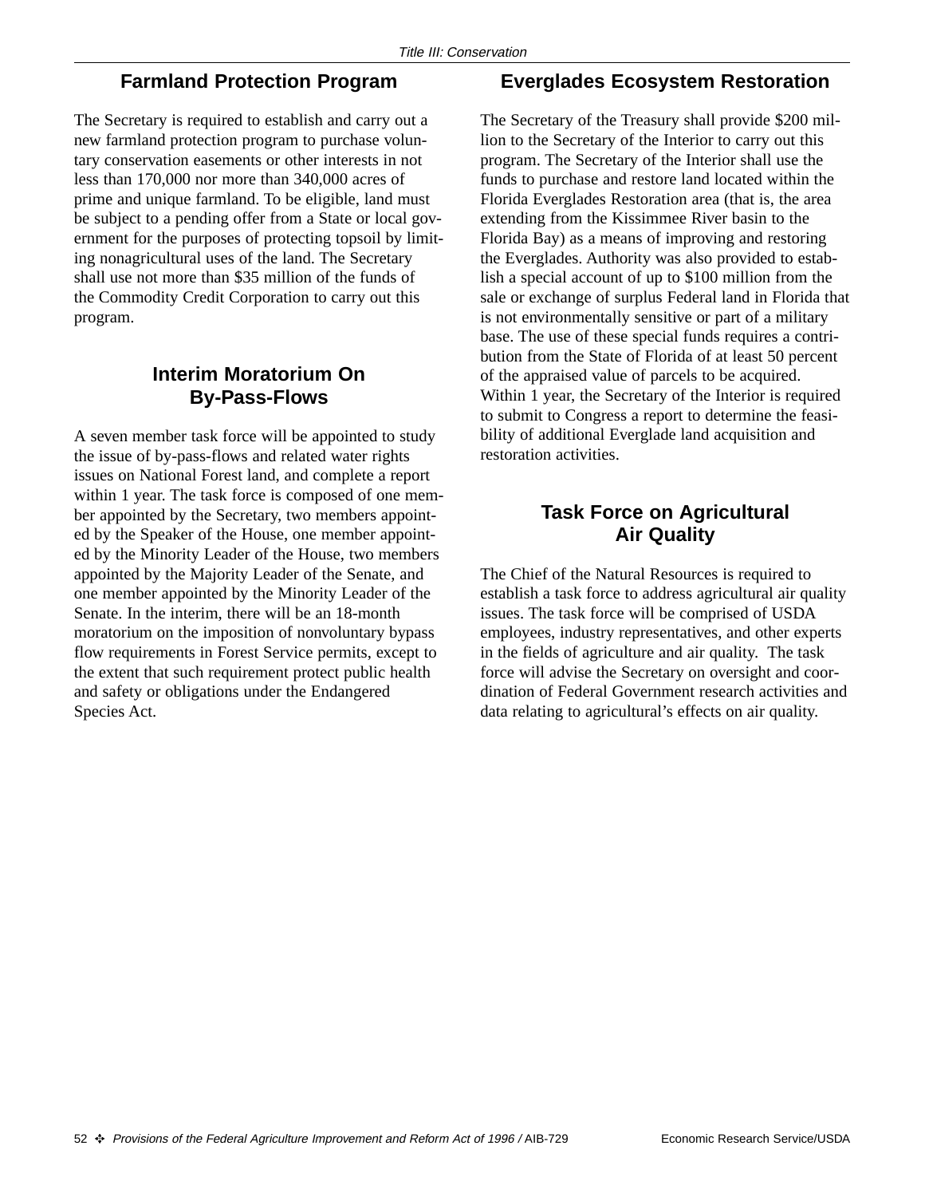## Farmland Protection Program

The Secretary is required to establish and carry out a new farmland protection program to purchase voluntary conservation easements or other interests in not less than 170,000 nor more than 340,000 acres of prime and unique farmland. To be eligible, land must be subject to a pending offer from a State or local government for the purposes of protecting topsoil by limiting nonagricultural uses of the land. The Secretary shall use not more than $35 million of the funds of the Commodity Credit Corporation to carry out this program.

## Interim Moratorium On By-Pass-Flows

A seven member task force will be appointed to study the issue of by-pass-flows and related water rights issues on National Forest land, and complete a report within 1 year. The task force is composed of one member appointed by the Secretary, two members appointed by the Speaker of the House, one member appointed by the Minority Leader of the House, two members appointed by the Majority Leader of the Senate, and one member appointed by the Minority Leader of the Senate. In the interim, there will be an 18-month moratorium on the imposition of nonvoluntary bypass flow requirements in Forest Service permits, except to the extent that such requirement protect public health and safety or obligations under the Endangered Species Act.

## Everglades Ecosystem Restoration

The Secretary of the Treasury shall provide $200 million to the Secretary of the Interior to carry out this program. The Secretary of the Interior shall use the funds to purchase and restore land located within the Florida Everglades Restoration area (that is, the area extending from the Kissimmee River basin to the Florida Bay) as a means of improving and restoring the Everglades. Authority was also provided to establish a special account of up to $100 million from the sale or exchange of surplus Federal land in Florida that is not environmentally sensitive or part of a military base. The use of these special funds requires a contribution from the State of Florida of at least 50 percent of the appraised value of parcels to be acquired. Within 1 year, the Secretary of the Interior is required to submit to Congress a report to determine the feasibility of additional Everglade land acquisition and restoration activities.

## Task Force on Agricultural Air Quality

The Chief of the Natural Resources is required to establish a task force to address agricultural air quality issues. The task force will be comprised of USDA employees, industry representatives, and other experts in the fields of agriculture and air quality. The task force will advise the Secretary on oversight and coordination of Federal Government research activities and data relating to agricultural's effects on air quality.